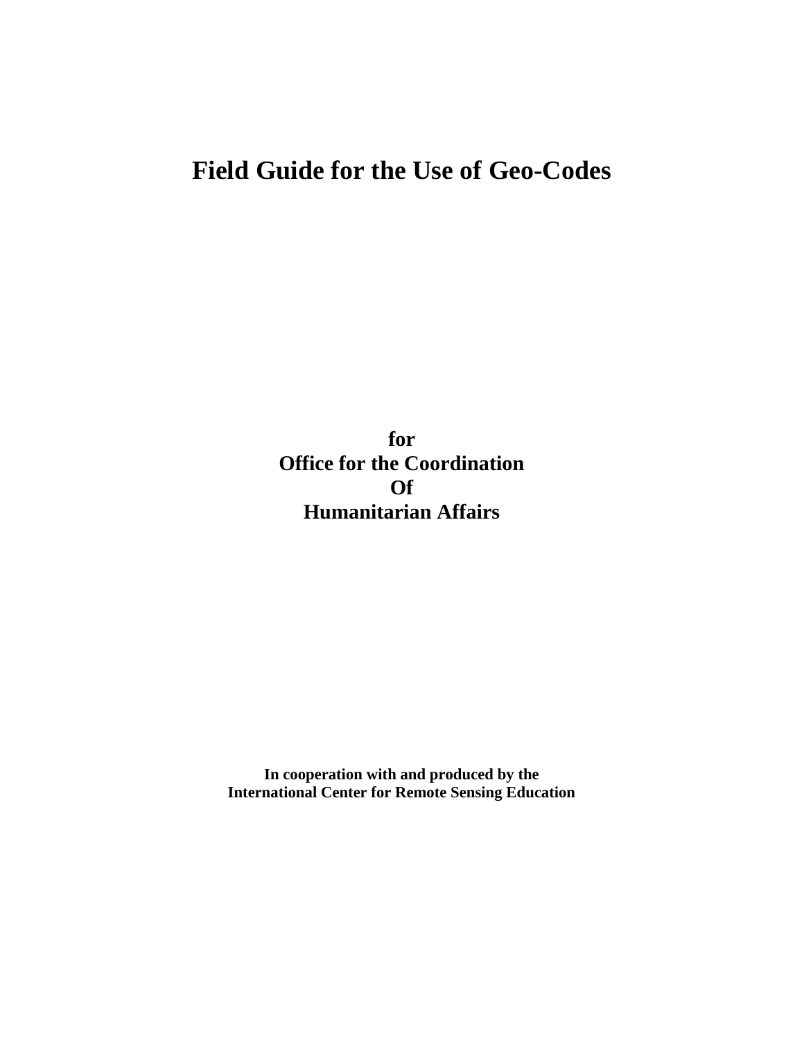# Field Guide for the Use of Geo-Codes

**for**
**Office for the Coordination**
**Of**
**Humanitarian Affairs**

**In cooperation with and produced by the**
**International Center for Remote Sensing Education**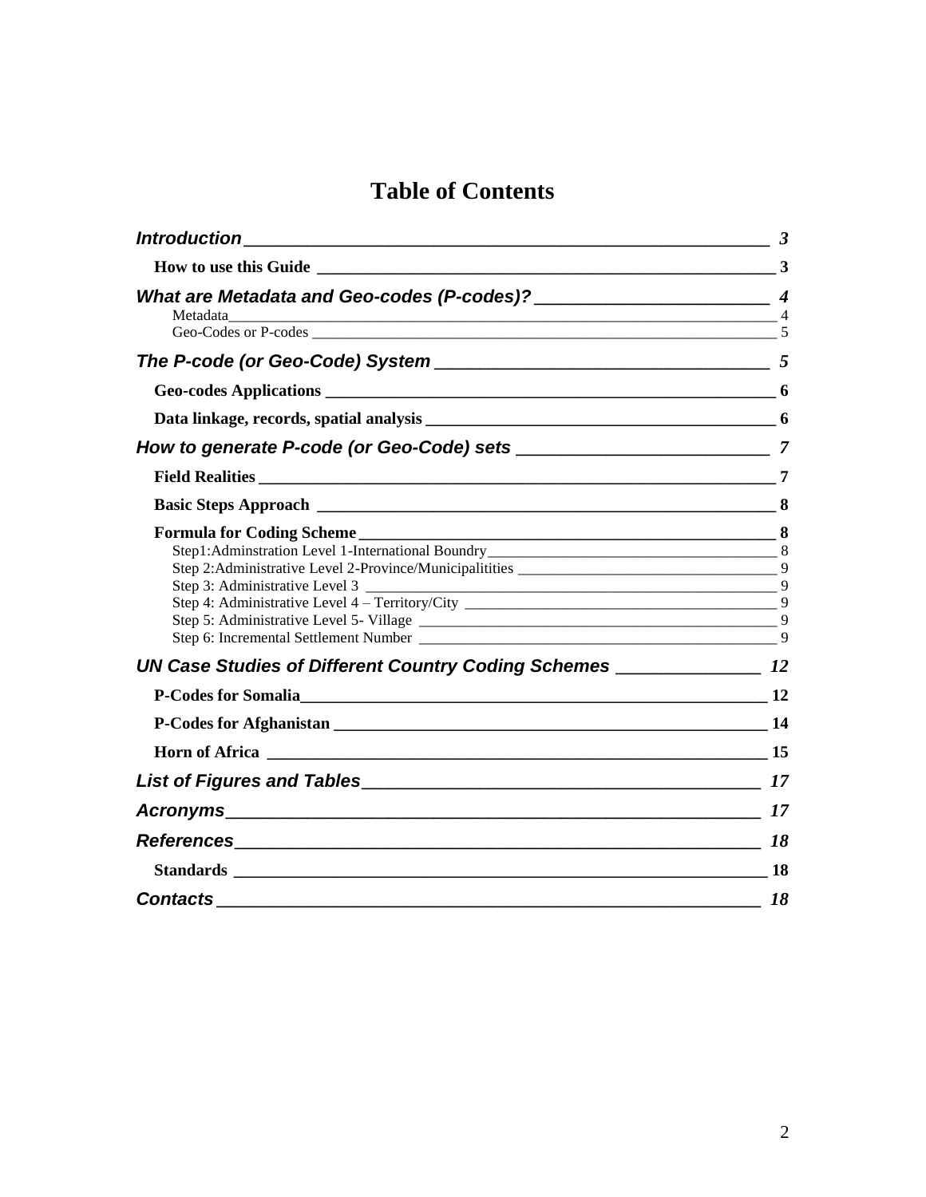# Table of Contents

*Introduction* — 3

- **How to use this Guide** — 3

*What are Metadata and Geo-codes (P-codes)?* — 4

- Metadata — 4
- Geo-Codes or P-codes — 5

*The P-code (or Geo-Code) System* — 5

- **Geo-codes Applications** — 6
- **Data linkage, records, spatial analysis** — 6

*How to generate P-code (or Geo-Code) sets* — 7

- **Field Realities** — 7
- **Basic Steps Approach** — 8
- **Formula for Coding Scheme** — 8
  - Step1:Adminstration Level 1-International Boundry — 8
  - Step 2:Administrative Level 2-Province/Municipalitities — 9
  - Step 3: Administrative Level 3 — 9
  - Step 4: Administrative Level 4 – Territory/City — 9
  - Step 5: Administrative Level 5- Village — 9
  - Step 6: Incremental Settlement Number — 9

*UN Case Studies of Different Country Coding Schemes* — 12

- **P-Codes for Somalia** — 12
- **P-Codes for Afghanistan** — 14
- **Horn of Africa** — 15

*List of Figures and Tables* — 17

*Acronyms* — 17

*References* — 18

- **Standards** — 18

*Contacts* — 18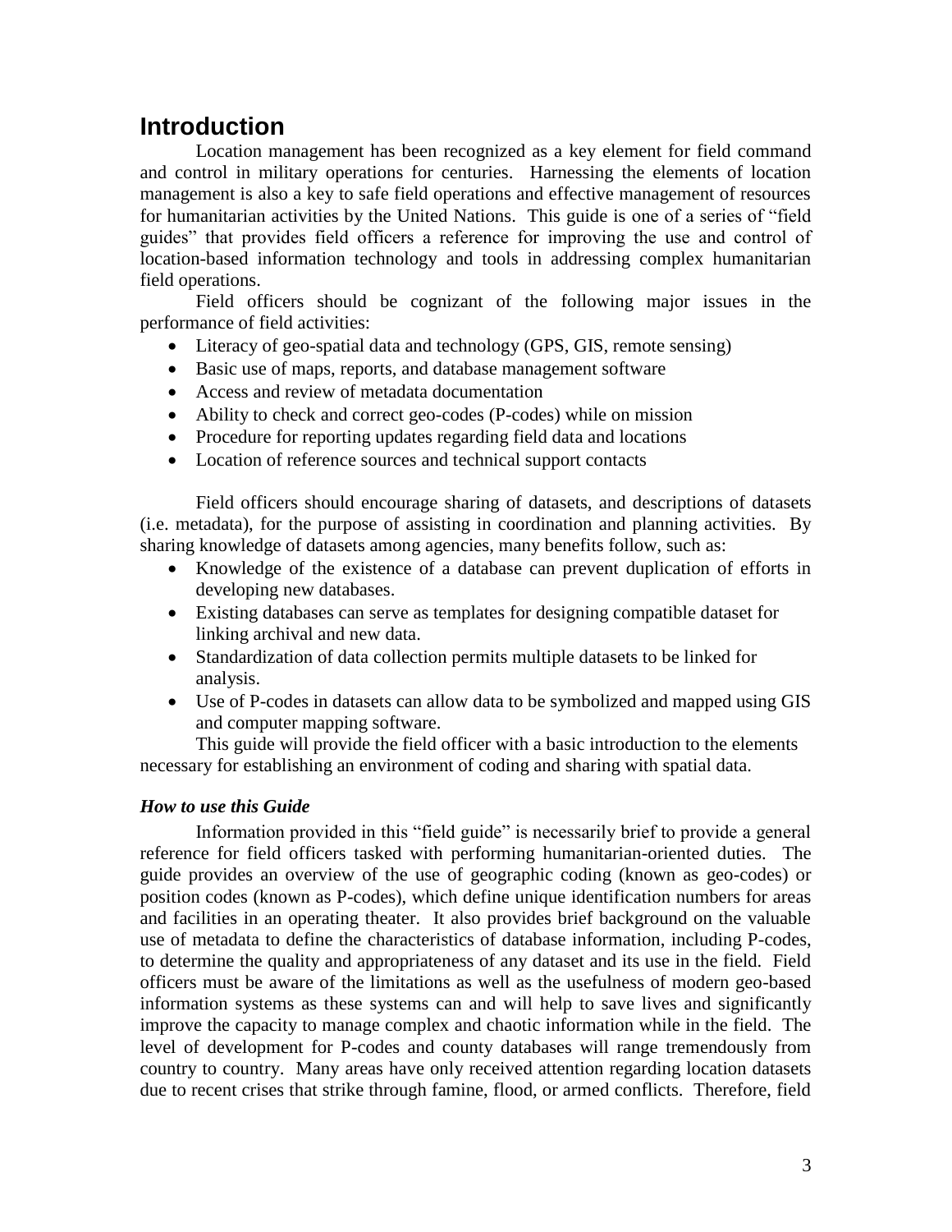# Introduction

Location management has been recognized as a key element for field command and control in military operations for centuries. Harnessing the elements of location management is also a key to safe field operations and effective management of resources for humanitarian activities by the United Nations. This guide is one of a series of "field guides" that provides field officers a reference for improving the use and control of location-based information technology and tools in addressing complex humanitarian field operations.

Field officers should be cognizant of the following major issues in the performance of field activities:

- Literacy of geo-spatial data and technology (GPS, GIS, remote sensing)
- Basic use of maps, reports, and database management software
- Access and review of metadata documentation
- Ability to check and correct geo-codes (P-codes) while on mission
- Procedure for reporting updates regarding field data and locations
- Location of reference sources and technical support contacts

Field officers should encourage sharing of datasets, and descriptions of datasets (i.e. metadata), for the purpose of assisting in coordination and planning activities. By sharing knowledge of datasets among agencies, many benefits follow, such as:

- Knowledge of the existence of a database can prevent duplication of efforts in developing new databases.
- Existing databases can serve as templates for designing compatible dataset for linking archival and new data.
- Standardization of data collection permits multiple datasets to be linked for analysis.
- Use of P-codes in datasets can allow data to be symbolized and mapped using GIS and computer mapping software.

This guide will provide the field officer with a basic introduction to the elements necessary for establishing an environment of coding and sharing with spatial data.

### *How to use this Guide*

Information provided in this "field guide" is necessarily brief to provide a general reference for field officers tasked with performing humanitarian-oriented duties. The guide provides an overview of the use of geographic coding (known as geo-codes) or position codes (known as P-codes), which define unique identification numbers for areas and facilities in an operating theater. It also provides brief background on the valuable use of metadata to define the characteristics of database information, including P-codes, to determine the quality and appropriateness of any dataset and its use in the field. Field officers must be aware of the limitations as well as the usefulness of modern geo-based information systems as these systems can and will help to save lives and significantly improve the capacity to manage complex and chaotic information while in the field. The level of development for P-codes and county databases will range tremendously from country to country. Many areas have only received attention regarding location datasets due to recent crises that strike through famine, flood, or armed conflicts. Therefore, field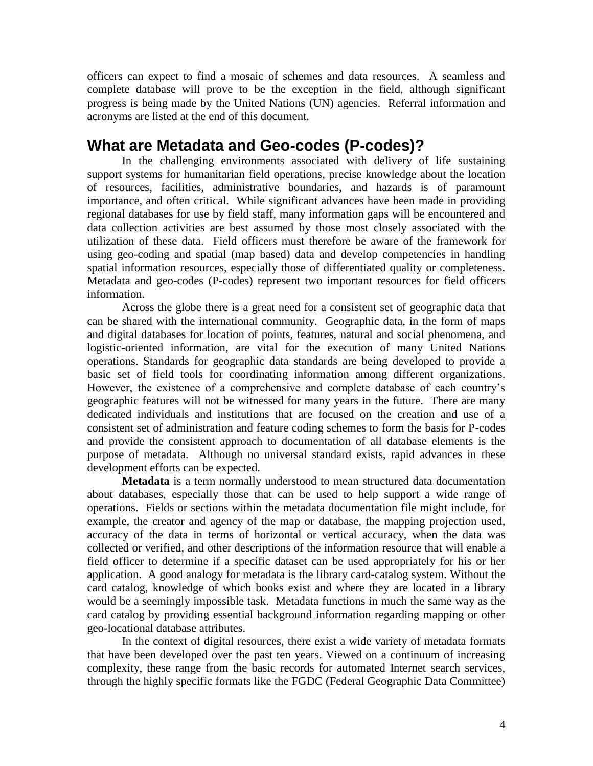officers can expect to find a mosaic of schemes and data resources. A seamless and complete database will prove to be the exception in the field, although significant progress is being made by the United Nations (UN) agencies. Referral information and acronyms are listed at the end of this document.

## What are Metadata and Geo-codes (P-codes)?

In the challenging environments associated with delivery of life sustaining support systems for humanitarian field operations, precise knowledge about the location of resources, facilities, administrative boundaries, and hazards is of paramount importance, and often critical. While significant advances have been made in providing regional databases for use by field staff, many information gaps will be encountered and data collection activities are best assumed by those most closely associated with the utilization of these data. Field officers must therefore be aware of the framework for using geo-coding and spatial (map based) data and develop competencies in handling spatial information resources, especially those of differentiated quality or completeness. Metadata and geo-codes (P-codes) represent two important resources for field officers information.

Across the globe there is a great need for a consistent set of geographic data that can be shared with the international community. Geographic data, in the form of maps and digital databases for location of points, features, natural and social phenomena, and logistic-oriented information, are vital for the execution of many United Nations operations. Standards for geographic data standards are being developed to provide a basic set of field tools for coordinating information among different organizations. However, the existence of a comprehensive and complete database of each country's geographic features will not be witnessed for many years in the future. There are many dedicated individuals and institutions that are focused on the creation and use of a consistent set of administration and feature coding schemes to form the basis for P-codes and provide the consistent approach to documentation of all database elements is the purpose of metadata. Although no universal standard exists, rapid advances in these development efforts can be expected.

**Metadata** is a term normally understood to mean structured data documentation about databases, especially those that can be used to help support a wide range of operations. Fields or sections within the metadata documentation file might include, for example, the creator and agency of the map or database, the mapping projection used, accuracy of the data in terms of horizontal or vertical accuracy, when the data was collected or verified, and other descriptions of the information resource that will enable a field officer to determine if a specific dataset can be used appropriately for his or her application. A good analogy for metadata is the library card-catalog system. Without the card catalog, knowledge of which books exist and where they are located in a library would be a seemingly impossible task. Metadata functions in much the same way as the card catalog by providing essential background information regarding mapping or other geo-locational database attributes.

In the context of digital resources, there exist a wide variety of metadata formats that have been developed over the past ten years. Viewed on a continuum of increasing complexity, these range from the basic records for automated Internet search services, through the highly specific formats like the FGDC (Federal Geographic Data Committee)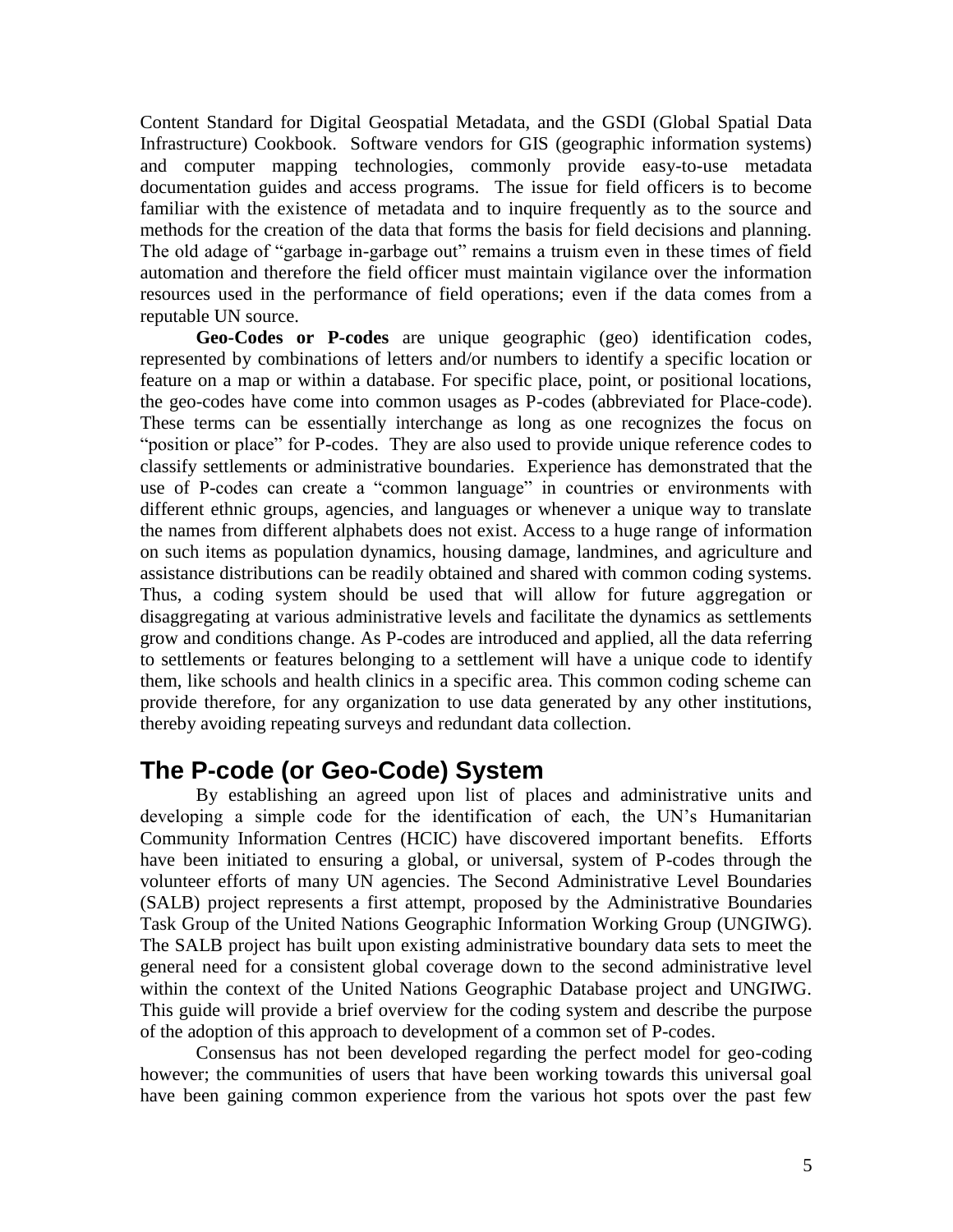Content Standard for Digital Geospatial Metadata, and the GSDI (Global Spatial Data Infrastructure) Cookbook. Software vendors for GIS (geographic information systems) and computer mapping technologies, commonly provide easy-to-use metadata documentation guides and access programs. The issue for field officers is to become familiar with the existence of metadata and to inquire frequently as to the source and methods for the creation of the data that forms the basis for field decisions and planning. The old adage of "garbage in-garbage out" remains a truism even in these times of field automation and therefore the field officer must maintain vigilance over the information resources used in the performance of field operations; even if the data comes from a reputable UN source.

**Geo-Codes or P-codes** are unique geographic (geo) identification codes, represented by combinations of letters and/or numbers to identify a specific location or feature on a map or within a database. For specific place, point, or positional locations, the geo-codes have come into common usages as P-codes (abbreviated for Place-code). These terms can be essentially interchange as long as one recognizes the focus on "position or place" for P-codes. They are also used to provide unique reference codes to classify settlements or administrative boundaries. Experience has demonstrated that the use of P-codes can create a "common language" in countries or environments with different ethnic groups, agencies, and languages or whenever a unique way to translate the names from different alphabets does not exist. Access to a huge range of information on such items as population dynamics, housing damage, landmines, and agriculture and assistance distributions can be readily obtained and shared with common coding systems. Thus, a coding system should be used that will allow for future aggregation or disaggregating at various administrative levels and facilitate the dynamics as settlements grow and conditions change. As P-codes are introduced and applied, all the data referring to settlements or features belonging to a settlement will have a unique code to identify them, like schools and health clinics in a specific area. This common coding scheme can provide therefore, for any organization to use data generated by any other institutions, thereby avoiding repeating surveys and redundant data collection.

## The P-code (or Geo-Code) System

By establishing an agreed upon list of places and administrative units and developing a simple code for the identification of each, the UN's Humanitarian Community Information Centres (HCIC) have discovered important benefits. Efforts have been initiated to ensuring a global, or universal, system of P-codes through the volunteer efforts of many UN agencies. The Second Administrative Level Boundaries (SALB) project represents a first attempt, proposed by the Administrative Boundaries Task Group of the United Nations Geographic Information Working Group (UNGIWG). The SALB project has built upon existing administrative boundary data sets to meet the general need for a consistent global coverage down to the second administrative level within the context of the United Nations Geographic Database project and UNGIWG. This guide will provide a brief overview for the coding system and describe the purpose of the adoption of this approach to development of a common set of P-codes.

Consensus has not been developed regarding the perfect model for geo-coding however; the communities of users that have been working towards this universal goal have been gaining common experience from the various hot spots over the past few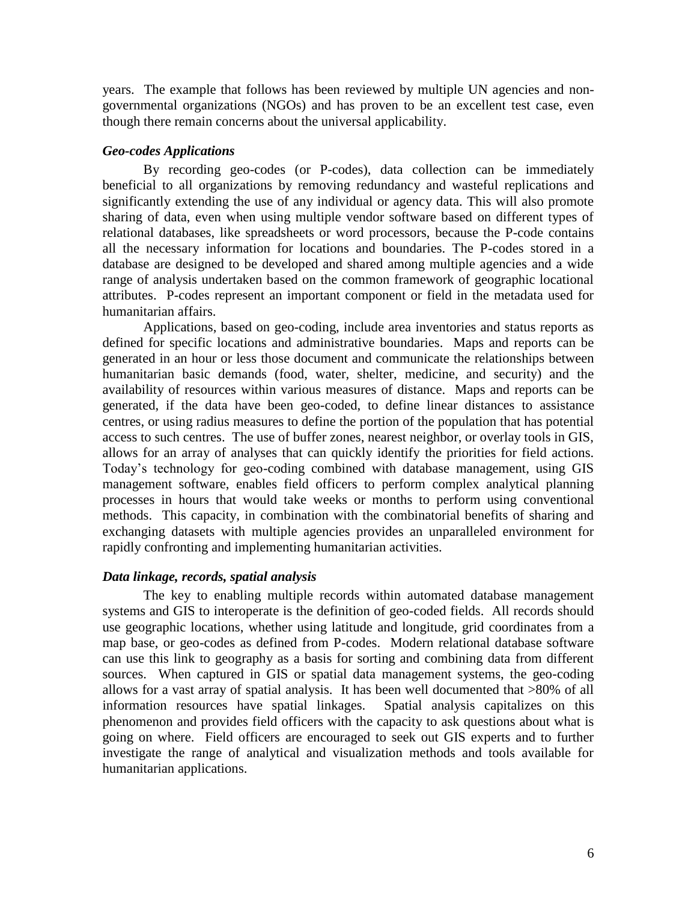years. The example that follows has been reviewed by multiple UN agencies and non-governmental organizations (NGOs) and has proven to be an excellent test case, even though there remain concerns about the universal applicability.

### *Geo-codes Applications*

By recording geo-codes (or P-codes), data collection can be immediately beneficial to all organizations by removing redundancy and wasteful replications and significantly extending the use of any individual or agency data. This will also promote sharing of data, even when using multiple vendor software based on different types of relational databases, like spreadsheets or word processors, because the P-code contains all the necessary information for locations and boundaries. The P-codes stored in a database are designed to be developed and shared among multiple agencies and a wide range of analysis undertaken based on the common framework of geographic locational attributes. P-codes represent an important component or field in the metadata used for humanitarian affairs.

Applications, based on geo-coding, include area inventories and status reports as defined for specific locations and administrative boundaries. Maps and reports can be generated in an hour or less those document and communicate the relationships between humanitarian basic demands (food, water, shelter, medicine, and security) and the availability of resources within various measures of distance. Maps and reports can be generated, if the data have been geo-coded, to define linear distances to assistance centres, or using radius measures to define the portion of the population that has potential access to such centres. The use of buffer zones, nearest neighbor, or overlay tools in GIS, allows for an array of analyses that can quickly identify the priorities for field actions. Today's technology for geo-coding combined with database management, using GIS management software, enables field officers to perform complex analytical planning processes in hours that would take weeks or months to perform using conventional methods. This capacity, in combination with the combinatorial benefits of sharing and exchanging datasets with multiple agencies provides an unparalleled environment for rapidly confronting and implementing humanitarian activities.

### *Data linkage, records, spatial analysis*

The key to enabling multiple records within automated database management systems and GIS to interoperate is the definition of geo-coded fields. All records should use geographic locations, whether using latitude and longitude, grid coordinates from a map base, or geo-codes as defined from P-codes. Modern relational database software can use this link to geography as a basis for sorting and combining data from different sources. When captured in GIS or spatial data management systems, the geo-coding allows for a vast array of spatial analysis. It has been well documented that >80% of all information resources have spatial linkages. Spatial analysis capitalizes on this phenomenon and provides field officers with the capacity to ask questions about what is going on where. Field officers are encouraged to seek out GIS experts and to further investigate the range of analytical and visualization methods and tools available for humanitarian applications.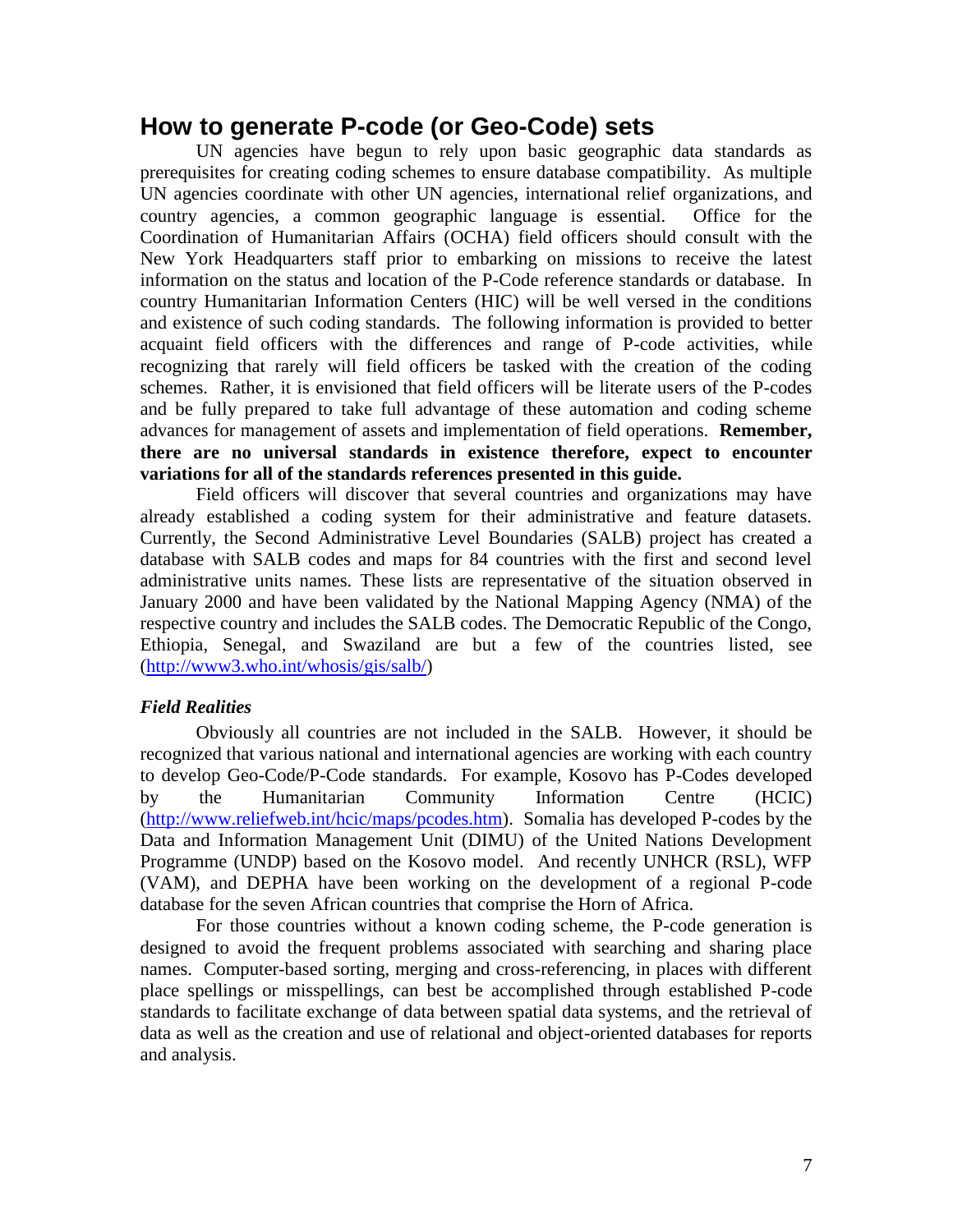## How to generate P-code (or Geo-Code) sets

UN agencies have begun to rely upon basic geographic data standards as prerequisites for creating coding schemes to ensure database compatibility. As multiple UN agencies coordinate with other UN agencies, international relief organizations, and country agencies, a common geographic language is essential. Office for the Coordination of Humanitarian Affairs (OCHA) field officers should consult with the New York Headquarters staff prior to embarking on missions to receive the latest information on the status and location of the P-Code reference standards or database. In country Humanitarian Information Centers (HIC) will be well versed in the conditions and existence of such coding standards. The following information is provided to better acquaint field officers with the differences and range of P-code activities, while recognizing that rarely will field officers be tasked with the creation of the coding schemes. Rather, it is envisioned that field officers will be literate users of the P-codes and be fully prepared to take full advantage of these automation and coding scheme advances for management of assets and implementation of field operations. **Remember, there are no universal standards in existence therefore, expect to encounter variations for all of the standards references presented in this guide.**

Field officers will discover that several countries and organizations may have already established a coding system for their administrative and feature datasets. Currently, the Second Administrative Level Boundaries (SALB) project has created a database with SALB codes and maps for 84 countries with the first and second level administrative units names. These lists are representative of the situation observed in January 2000 and have been validated by the National Mapping Agency (NMA) of the respective country and includes the SALB codes. The Democratic Republic of the Congo, Ethiopia, Senegal, and Swaziland are but a few of the countries listed, see (http://www3.who.int/whosis/gis/salb/)

### *Field Realities*

Obviously all countries are not included in the SALB. However, it should be recognized that various national and international agencies are working with each country to develop Geo-Code/P-Code standards. For example, Kosovo has P-Codes developed by the Humanitarian Community Information Centre (HCIC) (http://www.reliefweb.int/hcic/maps/pcodes.htm). Somalia has developed P-codes by the Data and Information Management Unit (DIMU) of the United Nations Development Programme (UNDP) based on the Kosovo model. And recently UNHCR (RSL), WFP (VAM), and DEPHA have been working on the development of a regional P-code database for the seven African countries that comprise the Horn of Africa.

For those countries without a known coding scheme, the P-code generation is designed to avoid the frequent problems associated with searching and sharing place names. Computer-based sorting, merging and cross-referencing, in places with different place spellings or misspellings, can best be accomplished through established P-code standards to facilitate exchange of data between spatial data systems, and the retrieval of data as well as the creation and use of relational and object-oriented databases for reports and analysis.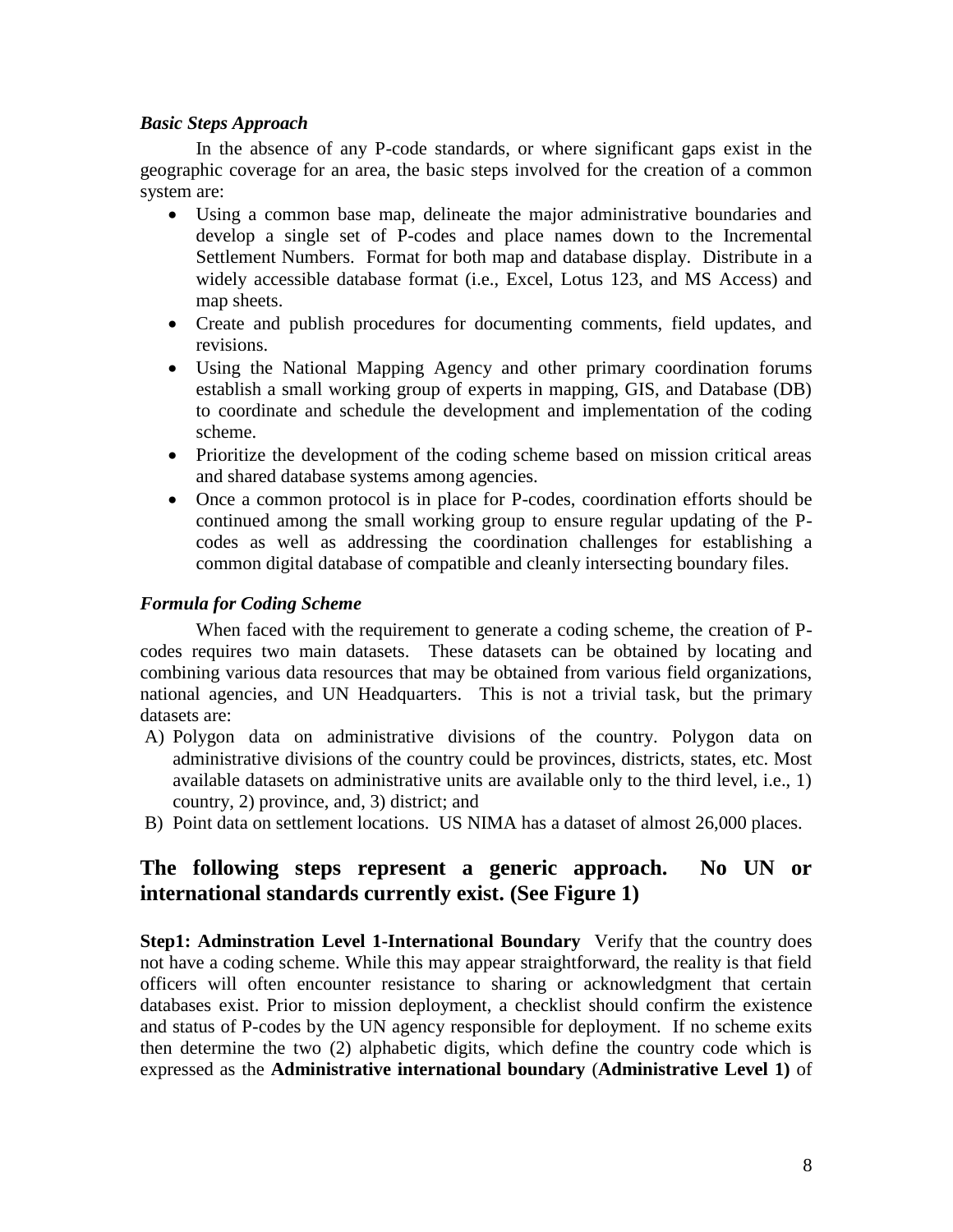### *Basic Steps Approach*

In the absence of any P-code standards, or where significant gaps exist in the geographic coverage for an area, the basic steps involved for the creation of a common system are:

- Using a common base map, delineate the major administrative boundaries and develop a single set of P-codes and place names down to the Incremental Settlement Numbers. Format for both map and database display. Distribute in a widely accessible database format (i.e., Excel, Lotus 123, and MS Access) and map sheets.
- Create and publish procedures for documenting comments, field updates, and revisions.
- Using the National Mapping Agency and other primary coordination forums establish a small working group of experts in mapping, GIS, and Database (DB) to coordinate and schedule the development and implementation of the coding scheme.
- Prioritize the development of the coding scheme based on mission critical areas and shared database systems among agencies.
- Once a common protocol is in place for P-codes, coordination efforts should be continued among the small working group to ensure regular updating of the P-codes as well as addressing the coordination challenges for establishing a common digital database of compatible and cleanly intersecting boundary files.

### *Formula for Coding Scheme*

When faced with the requirement to generate a coding scheme, the creation of P-codes requires two main datasets. These datasets can be obtained by locating and combining various data resources that may be obtained from various field organizations, national agencies, and UN Headquarters. This is not a trivial task, but the primary datasets are:

A) Polygon data on administrative divisions of the country. Polygon data on administrative divisions of the country could be provinces, districts, states, etc. Most available datasets on administrative units are available only to the third level, i.e., 1) country, 2) province, and, 3) district; and
B) Point data on settlement locations. US NIMA has a dataset of almost 26,000 places.

## The following steps represent a generic approach. No UN or international standards currently exist. (See Figure 1)

**Step1: Adminstration Level 1-International Boundary** Verify that the country does not have a coding scheme. While this may appear straightforward, the reality is that field officers will often encounter resistance to sharing or acknowledgment that certain databases exist. Prior to mission deployment, a checklist should confirm the existence and status of P-codes by the UN agency responsible for deployment. If no scheme exits then determine the two (2) alphabetic digits, which define the country code which is expressed as the **Administrative international boundary** (**Administrative Level 1)** of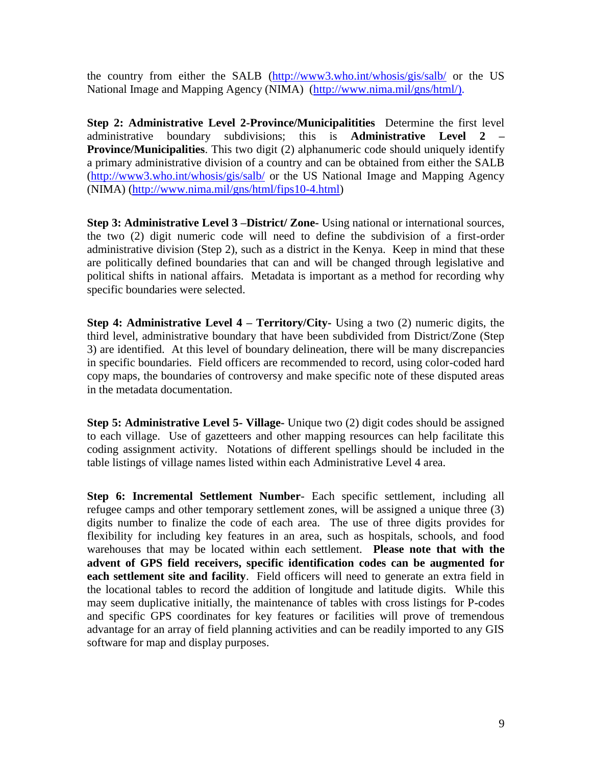the country from either the SALB (http://www3.who.int/whosis/gis/salb/ or the US National Image and Mapping Agency (NIMA) (http://www.nima.mil/gns/html/).

**Step 2: Administrative Level 2-Province/Municipalitities** Determine the first level administrative boundary subdivisions; this is **Administrative Level 2 – Province/Municipalities**. This two digit (2) alphanumeric code should uniquely identify a primary administrative division of a country and can be obtained from either the SALB (http://www3.who.int/whosis/gis/salb/ or the US National Image and Mapping Agency (NIMA) (http://www.nima.mil/gns/html/fips10-4.html)

**Step 3: Administrative Level 3 –District/ Zone-** Using national or international sources, the two (2) digit numeric code will need to define the subdivision of a first-order administrative division (Step 2), such as a district in the Kenya. Keep in mind that these are politically defined boundaries that can and will be changed through legislative and political shifts in national affairs. Metadata is important as a method for recording why specific boundaries were selected.

**Step 4: Administrative Level 4 – Territory/City-** Using a two (2) numeric digits, the third level, administrative boundary that have been subdivided from District/Zone (Step 3) are identified. At this level of boundary delineation, there will be many discrepancies in specific boundaries. Field officers are recommended to record, using color-coded hard copy maps, the boundaries of controversy and make specific note of these disputed areas in the metadata documentation.

**Step 5: Administrative Level 5- Village-** Unique two (2) digit codes should be assigned to each village. Use of gazetteers and other mapping resources can help facilitate this coding assignment activity. Notations of different spellings should be included in the table listings of village names listed within each Administrative Level 4 area.

**Step 6: Incremental Settlement Number**- Each specific settlement, including all refugee camps and other temporary settlement zones, will be assigned a unique three (3) digits number to finalize the code of each area. The use of three digits provides for flexibility for including key features in an area, such as hospitals, schools, and food warehouses that may be located within each settlement. **Please note that with the advent of GPS field receivers, specific identification codes can be augmented for each settlement site and facility**. Field officers will need to generate an extra field in the locational tables to record the addition of longitude and latitude digits. While this may seem duplicative initially, the maintenance of tables with cross listings for P-codes and specific GPS coordinates for key features or facilities will prove of tremendous advantage for an array of field planning activities and can be readily imported to any GIS software for map and display purposes.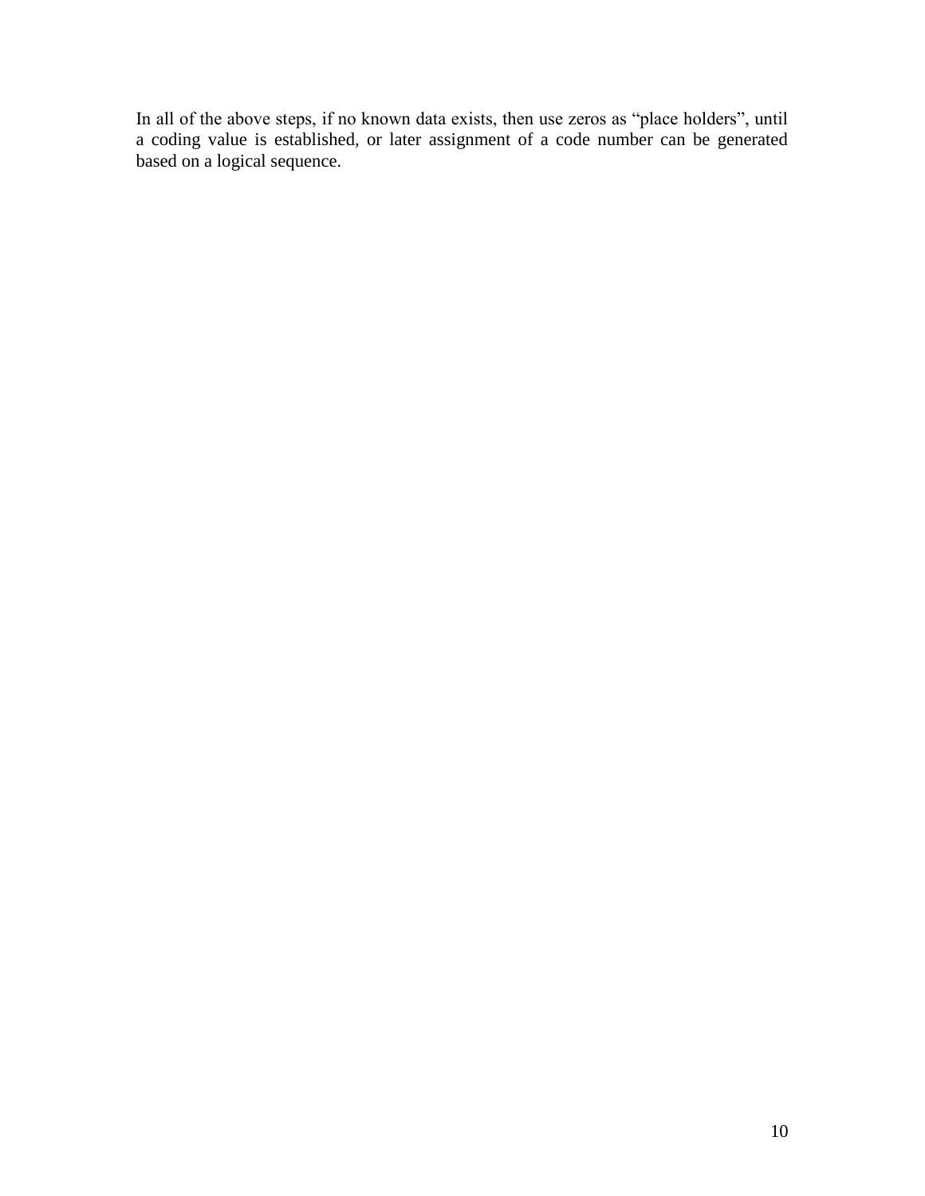In all of the above steps, if no known data exists, then use zeros as “place holders”, until a coding value is established, or later assignment of a code number can be generated based on a logical sequence.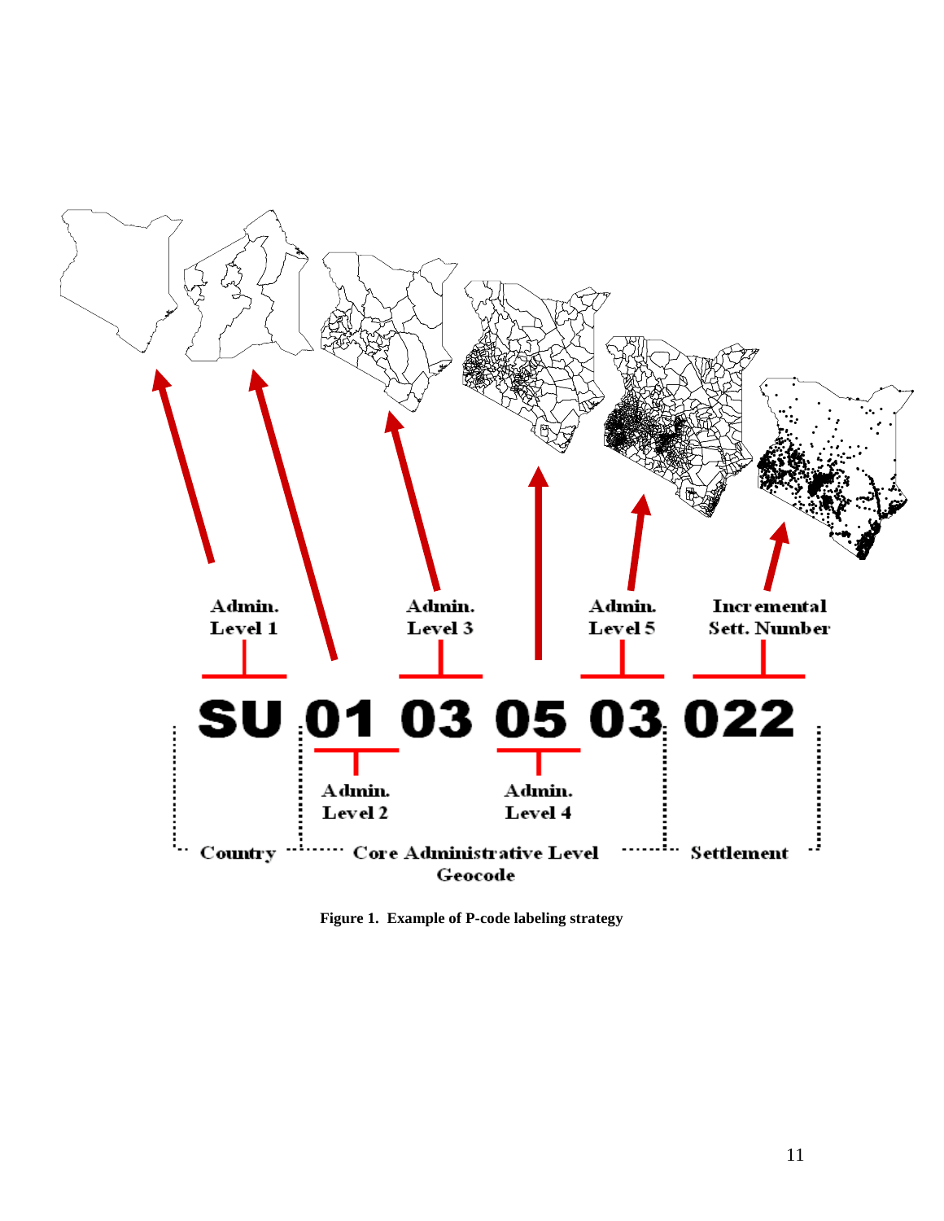Admin. Level 1

Admin. Level 3

Admin. Level 5

Incremental Sett. Number

**SU 01 03 05 03 022**

Admin. Level 2

Admin. Level 4

Country — Core Administrative Level Geocode — Settlement

**Figure 1. Example of P-code labeling strategy**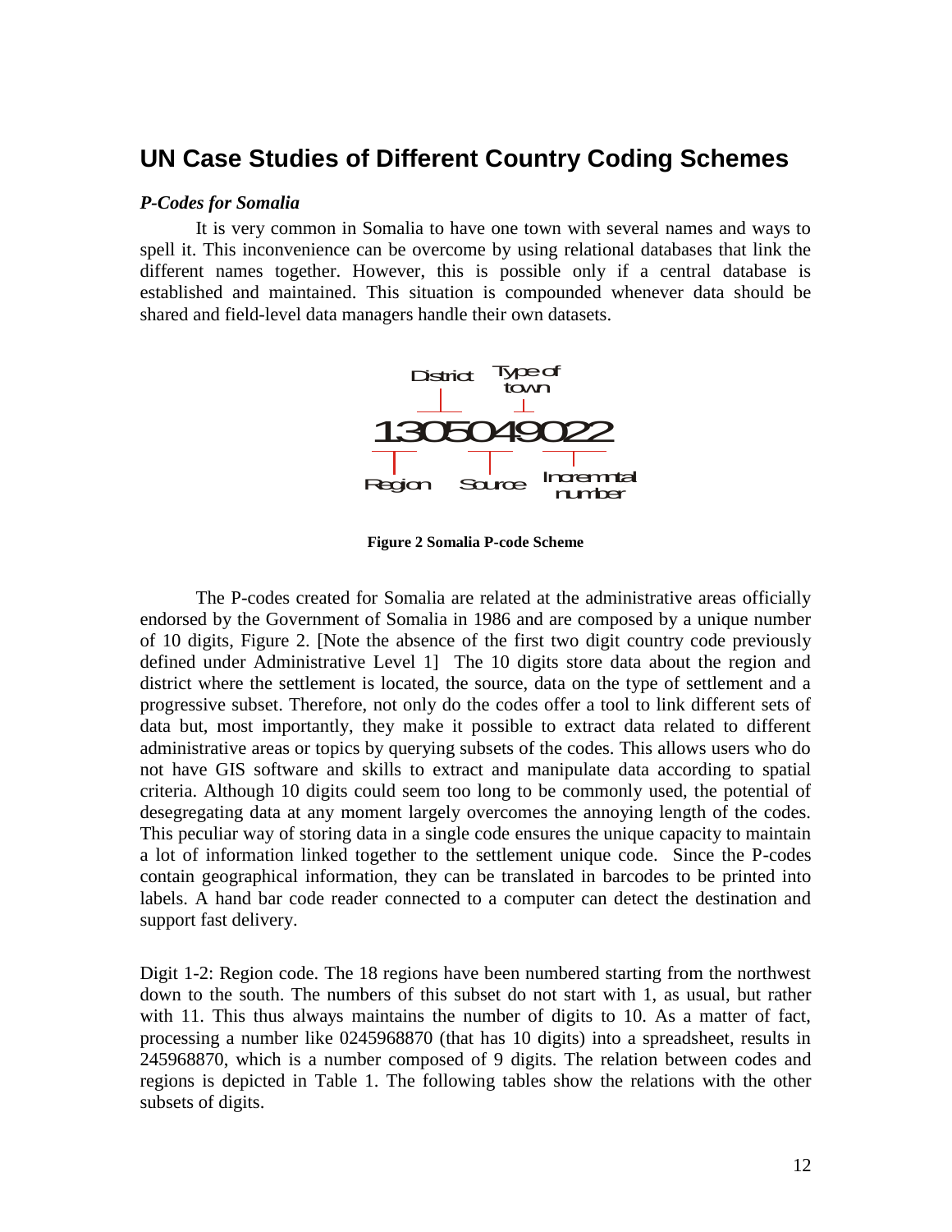## UN Case Studies of Different Country Coding Schemes

### *P-Codes for Somalia*

It is very common in Somalia to have one town with several names and ways to spell it. This inconvenience can be overcome by using relational databases that link the different names together. However, this is possible only if a central database is established and maintained. This situation is compounded whenever data should be shared and field-level data managers handle their own datasets.

District   Type of town

1305049022

Region   Source   Incremntal number

**Figure 2 Somalia P-code Scheme**

The P-codes created for Somalia are related at the administrative areas officially endorsed by the Government of Somalia in 1986 and are composed by a unique number of 10 digits, Figure 2. [Note the absence of the first two digit country code previously defined under Administrative Level 1] The 10 digits store data about the region and district where the settlement is located, the source, data on the type of settlement and a progressive subset. Therefore, not only do the codes offer a tool to link different sets of data but, most importantly, they make it possible to extract data related to different administrative areas or topics by querying subsets of the codes. This allows users who do not have GIS software and skills to extract and manipulate data according to spatial criteria. Although 10 digits could seem too long to be commonly used, the potential of desegregating data at any moment largely overcomes the annoying length of the codes. This peculiar way of storing data in a single code ensures the unique capacity to maintain a lot of information linked together to the settlement unique code. Since the P-codes contain geographical information, they can be translated in barcodes to be printed into labels. A hand bar code reader connected to a computer can detect the destination and support fast delivery.

Digit 1-2: Region code. The 18 regions have been numbered starting from the northwest down to the south. The numbers of this subset do not start with 1, as usual, but rather with 11. This thus always maintains the number of digits to 10. As a matter of fact, processing a number like 0245968870 (that has 10 digits) into a spreadsheet, results in 245968870, which is a number composed of 9 digits. The relation between codes and regions is depicted in Table 1. The following tables show the relations with the other subsets of digits.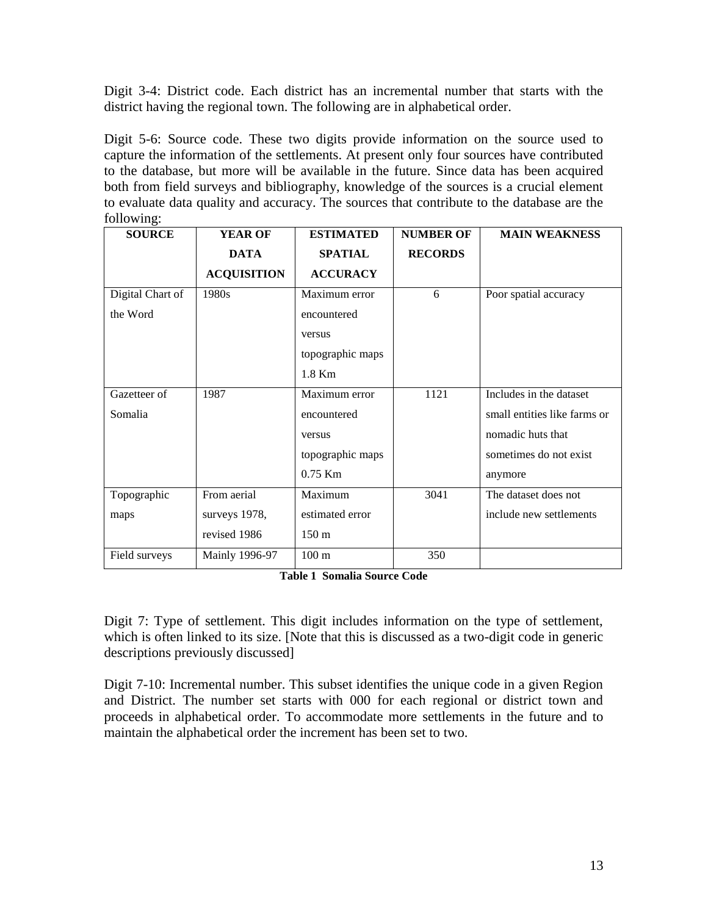Digit 3-4: District code. Each district has an incremental number that starts with the district having the regional town. The following are in alphabetical order.

Digit 5-6: Source code. These two digits provide information on the source used to capture the information of the settlements. At present only four sources have contributed to the database, but more will be available in the future. Since data has been acquired both from field surveys and bibliography, knowledge of the sources is a crucial element to evaluate data quality and accuracy. The sources that contribute to the database are the following:

| SOURCE | YEAR OF DATA ACQUISITION | ESTIMATED SPATIAL ACCURACY | NUMBER OF RECORDS | MAIN WEAKNESS |
|---|---|---|---|---|
| Digital Chart of the Word | 1980s | Maximum error encountered versus topographic maps 1.8 Km | 6 | Poor spatial accuracy |
| Gazetteer of Somalia | 1987 | Maximum error encountered versus topographic maps 0.75 Km | 1121 | Includes in the dataset small entities like farms or nomadic huts that sometimes do not exist anymore |
| Topographic maps | From aerial surveys 1978, revised 1986 | Maximum estimated error 150 m | 3041 | The dataset does not include new settlements |
| Field surveys | Mainly 1996-97 | 100 m | 350 | |

**Table 1 Somalia Source Code**

Digit 7: Type of settlement. This digit includes information on the type of settlement, which is often linked to its size. [Note that this is discussed as a two-digit code in generic descriptions previously discussed]

Digit 7-10: Incremental number. This subset identifies the unique code in a given Region and District. The number set starts with 000 for each regional or district town and proceeds in alphabetical order. To accommodate more settlements in the future and to maintain the alphabetical order the increment has been set to two.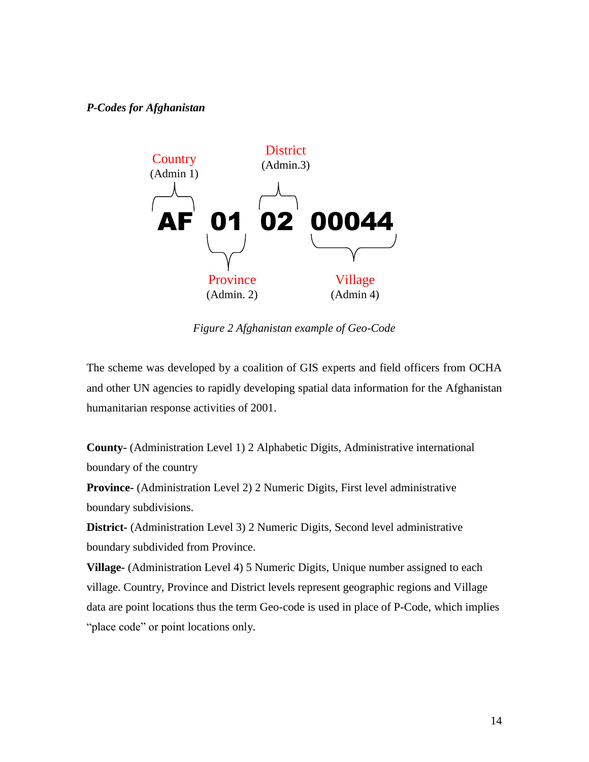***P-Codes for Afghanistan***

Country (Admin 1) — District (Admin.3)

**AF 01 02 00044**

Province (Admin. 2) — Village (Admin 4)

*Figure 2 Afghanistan example of Geo-Code*

The scheme was developed by a coalition of GIS experts and field officers from OCHA and other UN agencies to rapidly developing spatial data information for the Afghanistan humanitarian response activities of 2001.

**County-** (Administration Level 1) 2 Alphabetic Digits, Administrative international boundary of the country

**Province-** (Administration Level 2) 2 Numeric Digits, First level administrative boundary subdivisions.

**District-** (Administration Level 3) 2 Numeric Digits, Second level administrative boundary subdivided from Province.

**Village-** (Administration Level 4) 5 Numeric Digits, Unique number assigned to each village. Country, Province and District levels represent geographic regions and Village data are point locations thus the term Geo-code is used in place of P-Code, which implies "place code" or point locations only.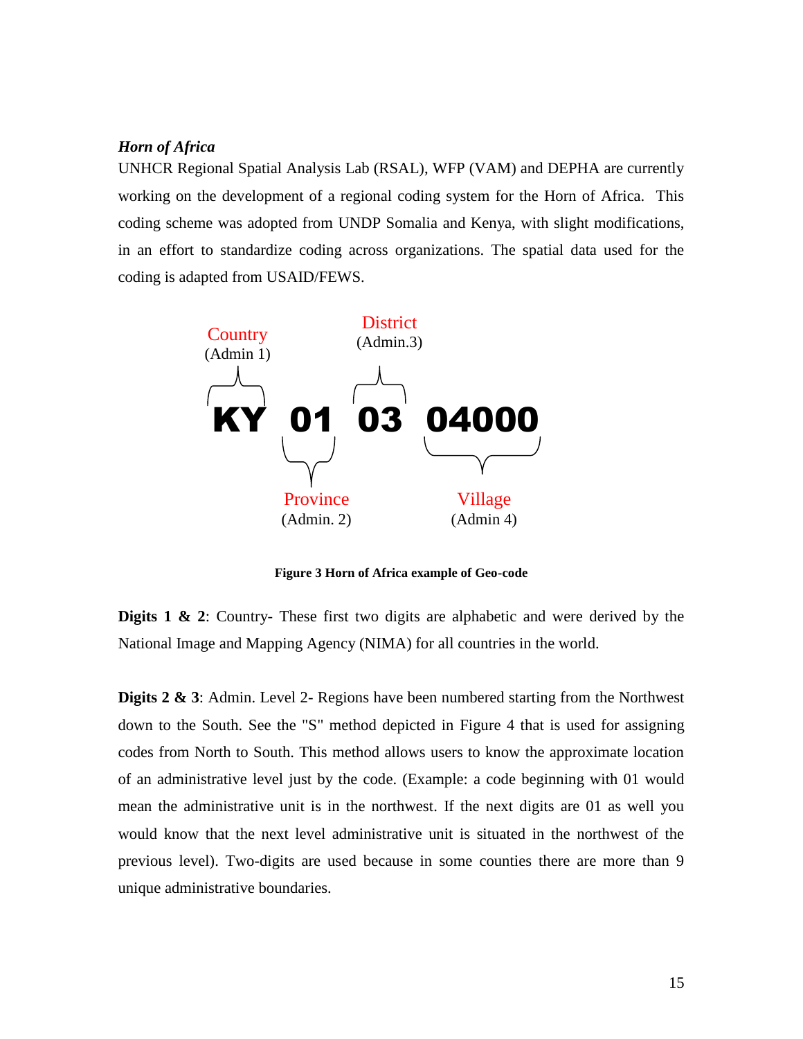***Horn of Africa***

UNHCR Regional Spatial Analysis Lab (RSAL), WFP (VAM) and DEPHA are currently working on the development of a regional coding system for the Horn of Africa. This coding scheme was adopted from UNDP Somalia and Kenya, with slight modifications, in an effort to standardize coding across organizations. The spatial data used for the coding is adapted from USAID/FEWS.

Country (Admin 1) — District (Admin.3)

**KY 01 03 04000**

Province (Admin. 2) — Village (Admin 4)

**Figure 3 Horn of Africa example of Geo-code**

**Digits 1 & 2**: Country- These first two digits are alphabetic and were derived by the National Image and Mapping Agency (NIMA) for all countries in the world.

**Digits 2 & 3**: Admin. Level 2- Regions have been numbered starting from the Northwest down to the South. See the "S" method depicted in Figure 4 that is used for assigning codes from North to South. This method allows users to know the approximate location of an administrative level just by the code. (Example: a code beginning with 01 would mean the administrative unit is in the northwest. If the next digits are 01 as well you would know that the next level administrative unit is situated in the northwest of the previous level). Two-digits are used because in some counties there are more than 9 unique administrative boundaries.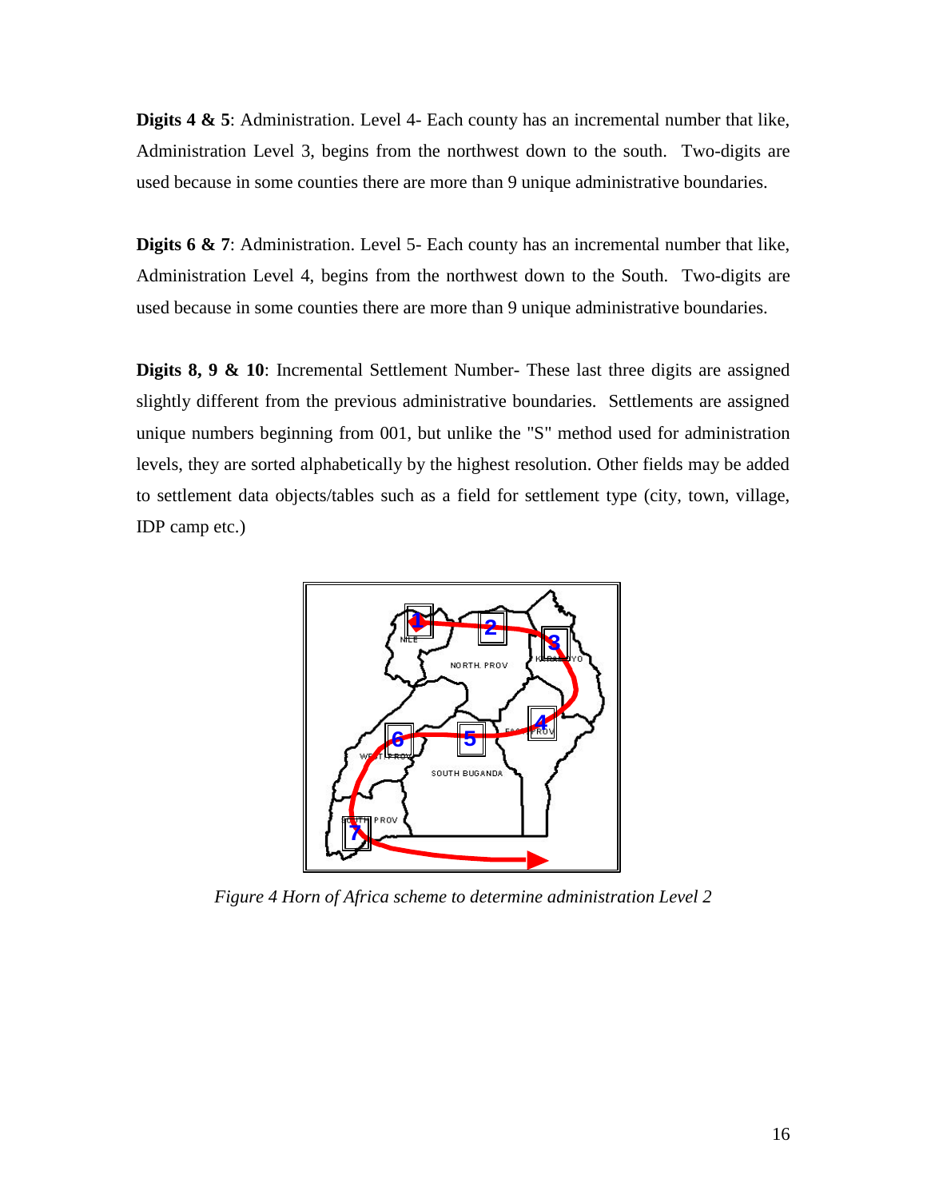**Digits 4 & 5**: Administration. Level 4- Each county has an incremental number that like, Administration Level 3, begins from the northwest down to the south. Two-digits are used because in some counties there are more than 9 unique administrative boundaries.

**Digits 6 & 7**: Administration. Level 5- Each county has an incremental number that like, Administration Level 4, begins from the northwest down to the South. Two-digits are used because in some counties there are more than 9 unique administrative boundaries.

**Digits 8, 9 & 10**: Incremental Settlement Number- These last three digits are assigned slightly different from the previous administrative boundaries. Settlements are assigned unique numbers beginning from 001, but unlike the "S" method used for administration levels, they are sorted alphabetically by the highest resolution. Other fields may be added to settlement data objects/tables such as a field for settlement type (city, town, village, IDP camp etc.)

*Figure 4 Horn of Africa scheme to determine administration Level 2*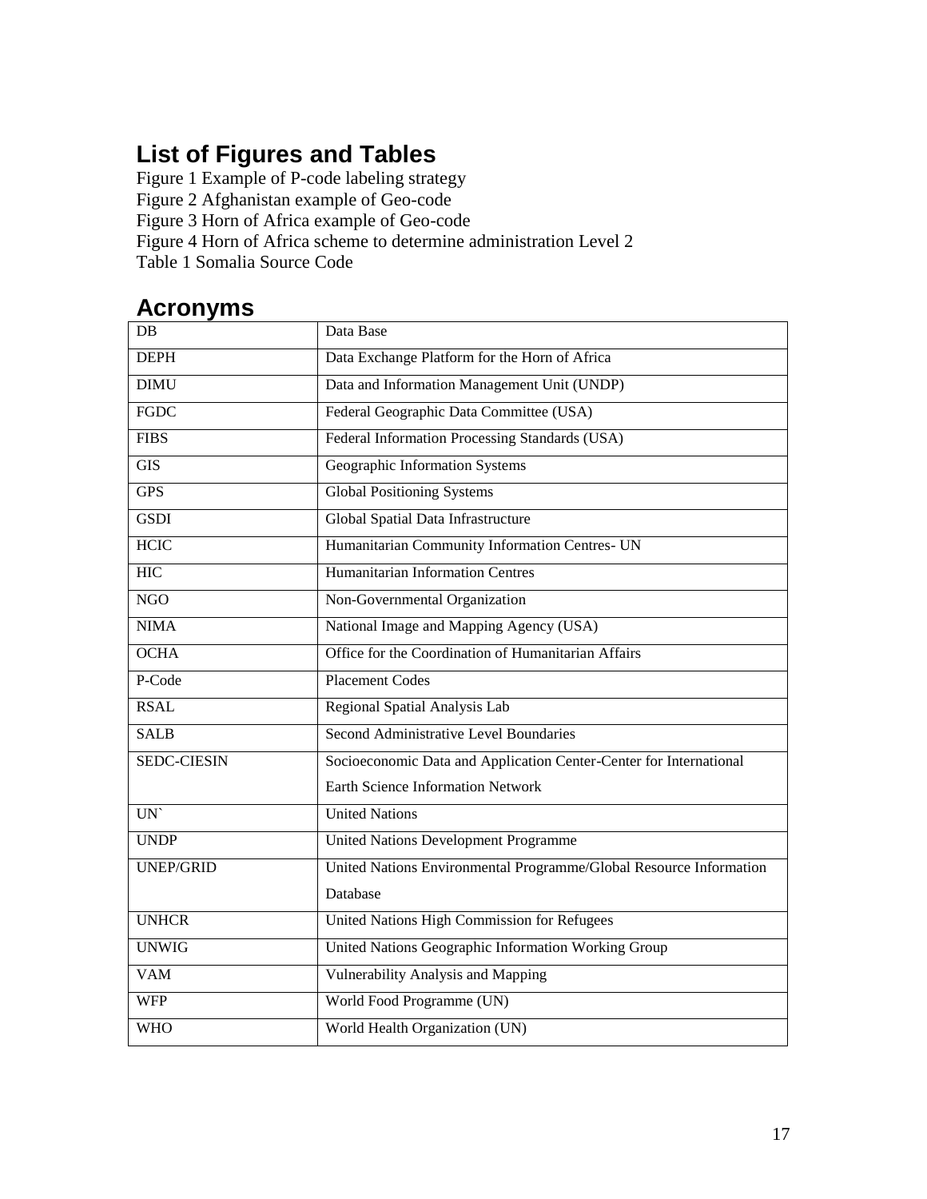## List of Figures and Tables

Figure 1 Example of P-code labeling strategy
Figure 2 Afghanistan example of Geo-code
Figure 3 Horn of Africa example of Geo-code
Figure 4 Horn of Africa scheme to determine administration Level 2
Table 1 Somalia Source Code

## Acronyms

| | |
|---|---|
| DB | Data Base |
| DEPH | Data Exchange Platform for the Horn of Africa |
| DIMU | Data and Information Management Unit (UNDP) |
| FGDC | Federal Geographic Data Committee (USA) |
| FIBS | Federal Information Processing Standards (USA) |
| GIS | Geographic Information Systems |
| GPS | Global Positioning Systems |
| GSDI | Global Spatial Data Infrastructure |
| HCIC | Humanitarian Community Information Centres- UN |
| HIC | Humanitarian Information Centres |
| NGO | Non-Governmental Organization |
| NIMA | National Image and Mapping Agency (USA) |
| OCHA | Office for the Coordination of Humanitarian Affairs |
| P-Code | Placement Codes |
| RSAL | Regional Spatial Analysis Lab |
| SALB | Second Administrative Level Boundaries |
| SEDC-CIESIN | Socioeconomic Data and Application Center-Center for International Earth Science Information Network |
| UN` | United Nations |
| UNDP | United Nations Development Programme |
| UNEP/GRID | United Nations Environmental Programme/Global Resource Information Database |
| UNHCR | United Nations High Commission for Refugees |
| UNWIG | United Nations Geographic Information Working Group |
| VAM | Vulnerability Analysis and Mapping |
| WFP | World Food Programme (UN) |
| WHO | World Health Organization (UN) |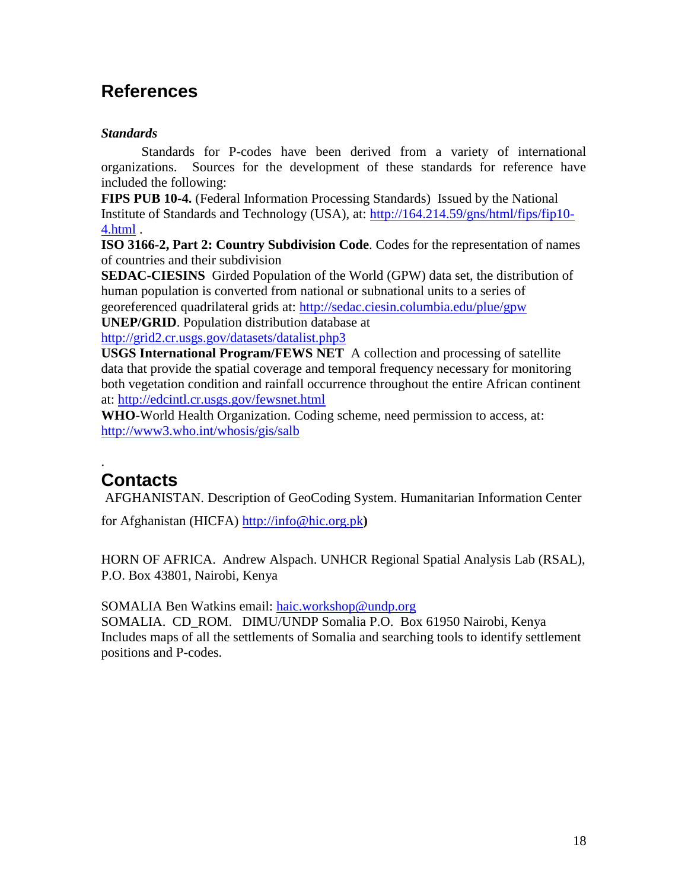## References

***Standards***

Standards for P-codes have been derived from a variety of international organizations. Sources for the development of these standards for reference have included the following:

**FIPS PUB 10-4.** (Federal Information Processing Standards) Issued by the National Institute of Standards and Technology (USA), at: http://164.214.59/gns/html/fips/fip10-4.html .

**ISO 3166-2, Part 2: Country Subdivision Code**. Codes for the representation of names of countries and their subdivision

**SEDAC-CIESINS** Girded Population of the World (GPW) data set, the distribution of human population is converted from national or subnational units to a series of georeferenced quadrilateral grids at: http://sedac.ciesin.columbia.edu/plue/gpw

**UNEP/GRID**. Population distribution database at http://grid2.cr.usgs.gov/datasets/datalist.php3

**USGS International Program/FEWS NET** A collection and processing of satellite data that provide the spatial coverage and temporal frequency necessary for monitoring both vegetation condition and rainfall occurrence throughout the entire African continent at: http://edcintl.cr.usgs.gov/fewsnet.html

**WHO**-World Health Organization. Coding scheme, need permission to access, at: http://www3.who.int/whosis/gis/salb

.

## Contacts

AFGHANISTAN. Description of GeoCoding System. Humanitarian Information Center for Afghanistan (HICFA) http://info@hic.org.pk**)**

HORN OF AFRICA. Andrew Alspach. UNHCR Regional Spatial Analysis Lab (RSAL), P.O. Box 43801, Nairobi, Kenya

SOMALIA Ben Watkins email: haic.workshop@undp.org
SOMALIA. CD_ROM. DIMU/UNDP Somalia P.O. Box 61950 Nairobi, Kenya
Includes maps of all the settlements of Somalia and searching tools to identify settlement positions and P-codes.